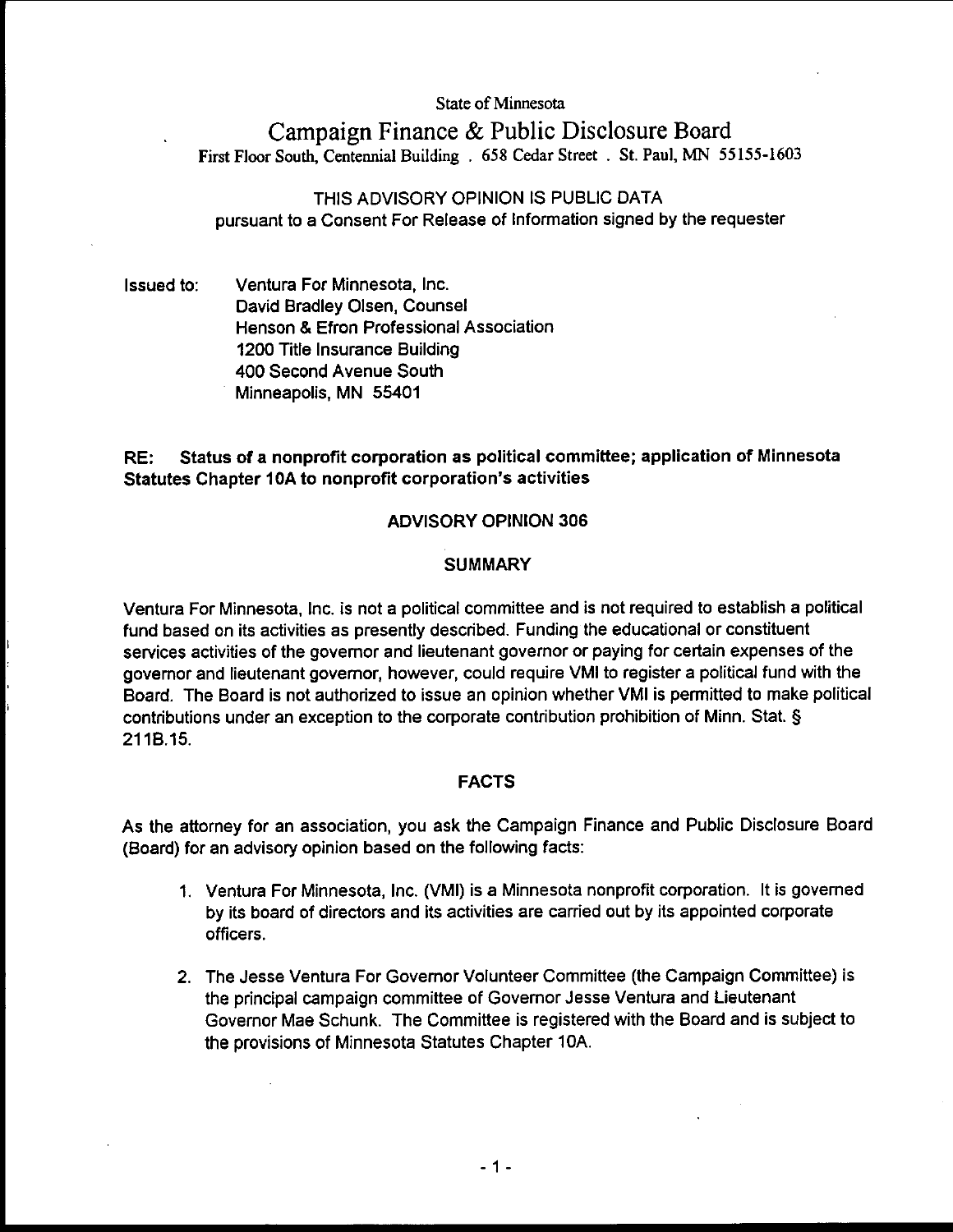State of Minnesota

# Campaign Finance & Public Disclosure Board

First Floor South, Centennial Building . 658 Cedar Street . St. Paul, MN 55155-1603

THIS ADVISORY OPINION IS PUBLIC DATA
pursuant to a Consent For Release of Information signed by the requester

Issued to: Ventura For Minnesota, Inc.
David Bradley Olsen, Counsel
Henson & Efron Professional Association
1200 Title Insurance Building
400 Second Avenue South
Minneapolis, MN 55401

**RE: Status of a nonprofit corporation as political committee; application of Minnesota Statutes Chapter 10A to nonprofit corporation's activities**

## ADVISORY OPINION 306

## SUMMARY

Ventura For Minnesota, Inc. is not a political committee and is not required to establish a political fund based on its activities as presently described. Funding the educational or constituent services activities of the governor and lieutenant governor or paying for certain expenses of the governor and lieutenant governor, however, could require VMI to register a political fund with the Board. The Board is not authorized to issue an opinion whether VMI is permitted to make political contributions under an exception to the corporate contribution prohibition of Minn. Stat. § 211B.15.

## FACTS

As the attorney for an association, you ask the Campaign Finance and Public Disclosure Board (Board) for an advisory opinion based on the following facts:

1. Ventura For Minnesota, Inc. (VMI) is a Minnesota nonprofit corporation. It is governed by its board of directors and its activities are carried out by its appointed corporate officers.

2. The Jesse Ventura For Governor Volunteer Committee (the Campaign Committee) is the principal campaign committee of Governor Jesse Ventura and Lieutenant Governor Mae Schunk. The Committee is registered with the Board and is subject to the provisions of Minnesota Statutes Chapter 10A.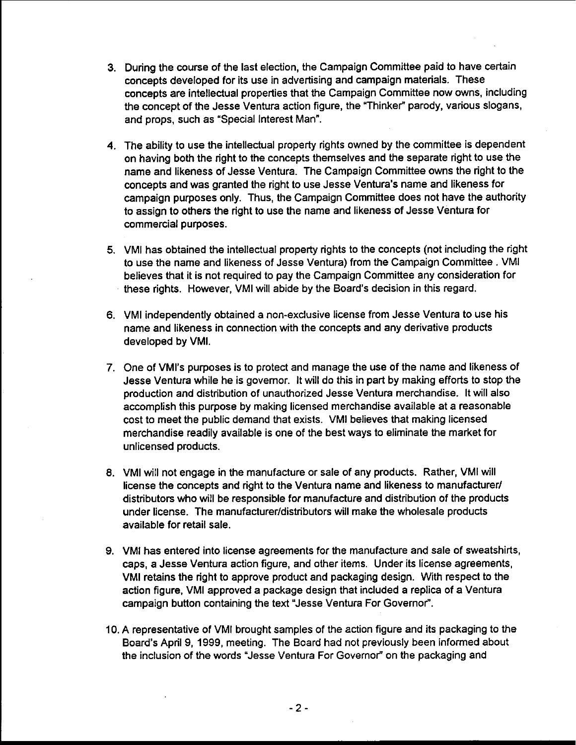3. During the course of the last election, the Campaign Committee paid to have certain concepts developed for its use in advertising and campaign materials. These concepts are intellectual properties that the Campaign Committee now owns, including the concept of the Jesse Ventura action figure, the "Thinker" parody, various slogans, and props, such as "Special Interest Man".

4. The ability to use the intellectual property rights owned by the committee is dependent on having both the right to the concepts themselves and the separate right to use the name and likeness of Jesse Ventura. The Campaign Committee owns the right to the concepts and was granted the right to use Jesse Ventura's name and likeness for campaign purposes only. Thus, the Campaign Committee does not have the authority to assign to others the right to use the name and likeness of Jesse Ventura for commercial purposes.

5. VMI has obtained the intellectual property rights to the concepts (not including the right to use the name and likeness of Jesse Ventura) from the Campaign Committee . VMI believes that it is not required to pay the Campaign Committee any consideration for these rights. However, VMI will abide by the Board's decision in this regard.

6. VMI independently obtained a non-exclusive license from Jesse Ventura to use his name and likeness in connection with the concepts and any derivative products developed by VMI.

7. One of VMI's purposes is to protect and manage the use of the name and likeness of Jesse Ventura while he is governor. It will do this in part by making efforts to stop the production and distribution of unauthorized Jesse Ventura merchandise. It will also accomplish this purpose by making licensed merchandise available at a reasonable cost to meet the public demand that exists. VMI believes that making licensed merchandise readily available is one of the best ways to eliminate the market for unlicensed products.

8. VMI will not engage in the manufacture or sale of any products. Rather, VMI will license the concepts and right to the Ventura name and likeness to manufacturer/ distributors who will be responsible for manufacture and distribution of the products under license. The manufacturer/distributors will make the wholesale products available for retail sale.

9. VMI has entered into license agreements for the manufacture and sale of sweatshirts, caps, a Jesse Ventura action figure, and other items. Under its license agreements, VMI retains the right to approve product and packaging design. With respect to the action figure, VMI approved a package design that included a replica of a Ventura campaign button containing the text "Jesse Ventura For Governor".

10. A representative of VMI brought samples of the action figure and its packaging to the Board's April 9, 1999, meeting. The Board had not previously been informed about the inclusion of the words "Jesse Ventura For Governor" on the packaging and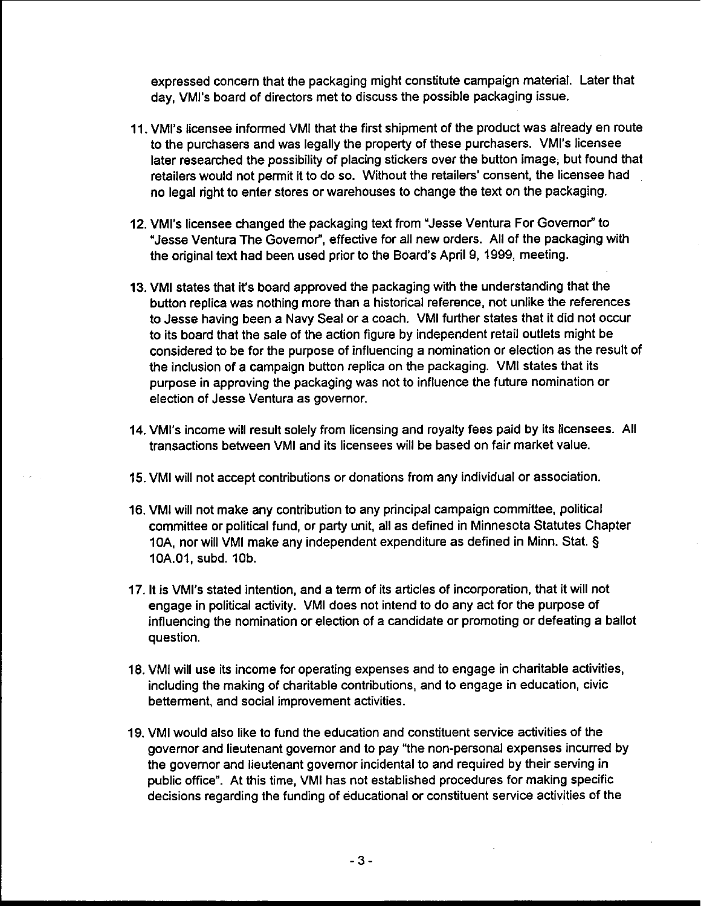expressed concern that the packaging might constitute campaign material. Later that day, VMI's board of directors met to discuss the possible packaging issue.

11. VMI's licensee informed VMI that the first shipment of the product was already en route to the purchasers and was legally the property of these purchasers. VMI's licensee later researched the possibility of placing stickers over the button image, but found that retailers would not permit it to do so. Without the retailers' consent, the licensee had no legal right to enter stores or warehouses to change the text on the packaging.

12. VMI's licensee changed the packaging text from "Jesse Ventura For Governor" to "Jesse Ventura The Governor", effective for all new orders. All of the packaging with the original text had been used prior to the Board's April 9, 1999, meeting.

13. VMI states that it's board approved the packaging with the understanding that the button replica was nothing more than a historical reference, not unlike the references to Jesse having been a Navy Seal or a coach. VMI further states that it did not occur to its board that the sale of the action figure by independent retail outlets might be considered to be for the purpose of influencing a nomination or election as the result of the inclusion of a campaign button replica on the packaging. VMI states that its purpose in approving the packaging was not to influence the future nomination or election of Jesse Ventura as governor.

14. VMI's income will result solely from licensing and royalty fees paid by its licensees. All transactions between VMI and its licensees will be based on fair market value.

15. VMI will not accept contributions or donations from any individual or association.

16. VMI will not make any contribution to any principal campaign committee, political committee or political fund, or party unit, all as defined in Minnesota Statutes Chapter 10A, nor will VMI make any independent expenditure as defined in Minn. Stat. § 10A.01, subd. 10b.

17. It is VMI's stated intention, and a term of its articles of incorporation, that it will not engage in political activity. VMI does not intend to do any act for the purpose of influencing the nomination or election of a candidate or promoting or defeating a ballot question.

18. VMI will use its income for operating expenses and to engage in charitable activities, including the making of charitable contributions, and to engage in education, civic betterment, and social improvement activities.

19. VMI would also like to fund the education and constituent service activities of the governor and lieutenant governor and to pay "the non-personal expenses incurred by the governor and lieutenant governor incidental to and required by their serving in public office". At this time, VMI has not established procedures for making specific decisions regarding the funding of educational or constituent service activities of the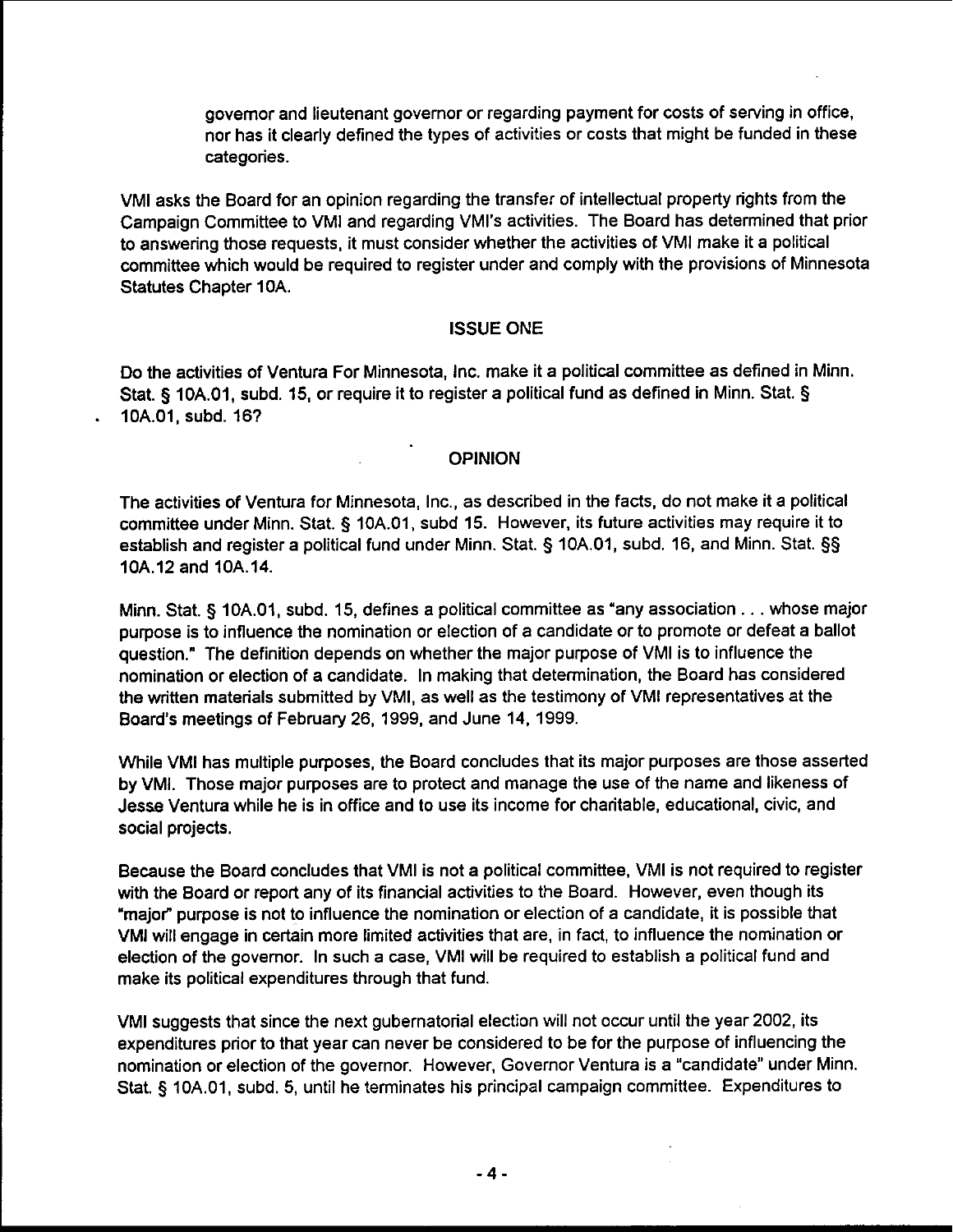governor and lieutenant governor or regarding payment for costs of serving in office, nor has it clearly defined the types of activities or costs that might be funded in these categories.

VMI asks the Board for an opinion regarding the transfer of intellectual property rights from the Campaign Committee to VMI and regarding VMI's activities. The Board has determined that prior to answering those requests, it must consider whether the activities of VMI make it a political committee which would be required to register under and comply with the provisions of Minnesota Statutes Chapter 10A.

## ISSUE ONE

Do the activities of Ventura For Minnesota, Inc. make it a political committee as defined in Minn. Stat. § 10A.01, subd. 15, or require it to register a political fund as defined in Minn. Stat. § 10A.01, subd. 16?

## OPINION

The activities of Ventura for Minnesota, Inc., as described in the facts, do not make it a political committee under Minn. Stat. § 10A.01, subd 15. However, its future activities may require it to establish and register a political fund under Minn. Stat. § 10A.01, subd. 16, and Minn. Stat. §§ 10A.12 and 10A.14.

Minn. Stat. § 10A.01, subd. 15, defines a political committee as "any association . . . whose major purpose is to influence the nomination or election of a candidate or to promote or defeat a ballot question." The definition depends on whether the major purpose of VMI is to influence the nomination or election of a candidate. In making that determination, the Board has considered the written materials submitted by VMI, as well as the testimony of VMI representatives at the Board's meetings of February 26, 1999, and June 14, 1999.

While VMI has multiple purposes, the Board concludes that its major purposes are those asserted by VMI. Those major purposes are to protect and manage the use of the name and likeness of Jesse Ventura while he is in office and to use its income for charitable, educational, civic, and social projects.

Because the Board concludes that VMI is not a political committee, VMI is not required to register with the Board or report any of its financial activities to the Board. However, even though its "major" purpose is not to influence the nomination or election of a candidate, it is possible that VMI will engage in certain more limited activities that are, in fact, to influence the nomination or election of the governor. In such a case, VMI will be required to establish a political fund and make its political expenditures through that fund.

VMI suggests that since the next gubernatorial election will not occur until the year 2002, its expenditures prior to that year can never be considered to be for the purpose of influencing the nomination or election of the governor. However, Governor Ventura is a "candidate" under Minn. Stat. § 10A.01, subd. 5, until he terminates his principal campaign committee. Expenditures to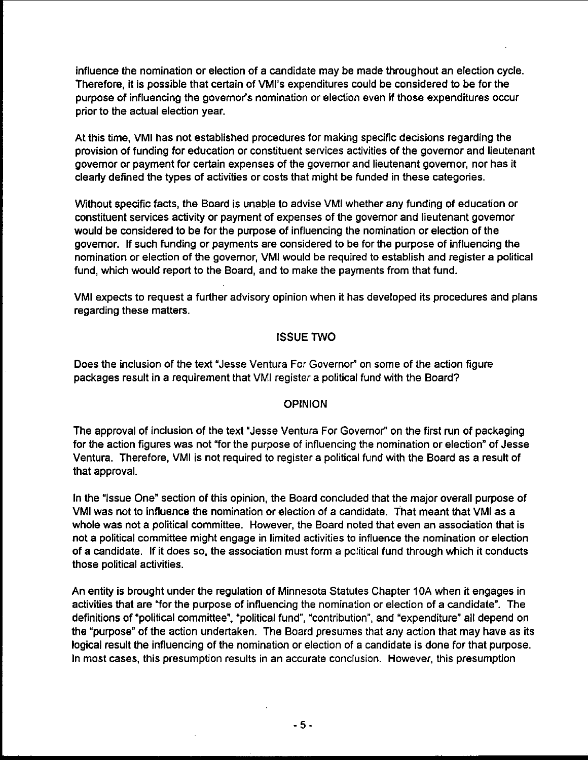influence the nomination or election of a candidate may be made throughout an election cycle. Therefore, it is possible that certain of VMI's expenditures could be considered to be for the purpose of influencing the governor's nomination or election even if those expenditures occur prior to the actual election year.

At this time, VMI has not established procedures for making specific decisions regarding the provision of funding for education or constituent services activities of the governor and lieutenant governor or payment for certain expenses of the governor and lieutenant governor, nor has it clearly defined the types of activities or costs that might be funded in these categories.

Without specific facts, the Board is unable to advise VMI whether any funding of education or constituent services activity or payment of expenses of the governor and lieutenant governor would be considered to be for the purpose of influencing the nomination or election of the governor. If such funding or payments are considered to be for the purpose of influencing the nomination or election of the governor, VMI would be required to establish and register a political fund, which would report to the Board, and to make the payments from that fund.

VMI expects to request a further advisory opinion when it has developed its procedures and plans regarding these matters.

## ISSUE TWO

Does the inclusion of the text "Jesse Ventura For Governor" on some of the action figure packages result in a requirement that VMI register a political fund with the Board?

## OPINION

The approval of inclusion of the text "Jesse Ventura For Governor" on the first run of packaging for the action figures was not "for the purpose of influencing the nomination or election" of Jesse Ventura. Therefore, VMI is not required to register a political fund with the Board as a result of that approval.

In the "Issue One" section of this opinion, the Board concluded that the major overall purpose of VMI was not to influence the nomination or election of a candidate. That meant that VMI as a whole was not a political committee. However, the Board noted that even an association that is not a political committee might engage in limited activities to influence the nomination or election of a candidate. If it does so, the association must form a political fund through which it conducts those political activities.

An entity is brought under the regulation of Minnesota Statutes Chapter 10A when it engages in activities that are "for the purpose of influencing the nomination or election of a candidate". The definitions of "political committee", "political fund", "contribution", and "expenditure" all depend on the "purpose" of the action undertaken. The Board presumes that any action that may have as its logical result the influencing of the nomination or election of a candidate is done for that purpose. In most cases, this presumption results in an accurate conclusion. However, this presumption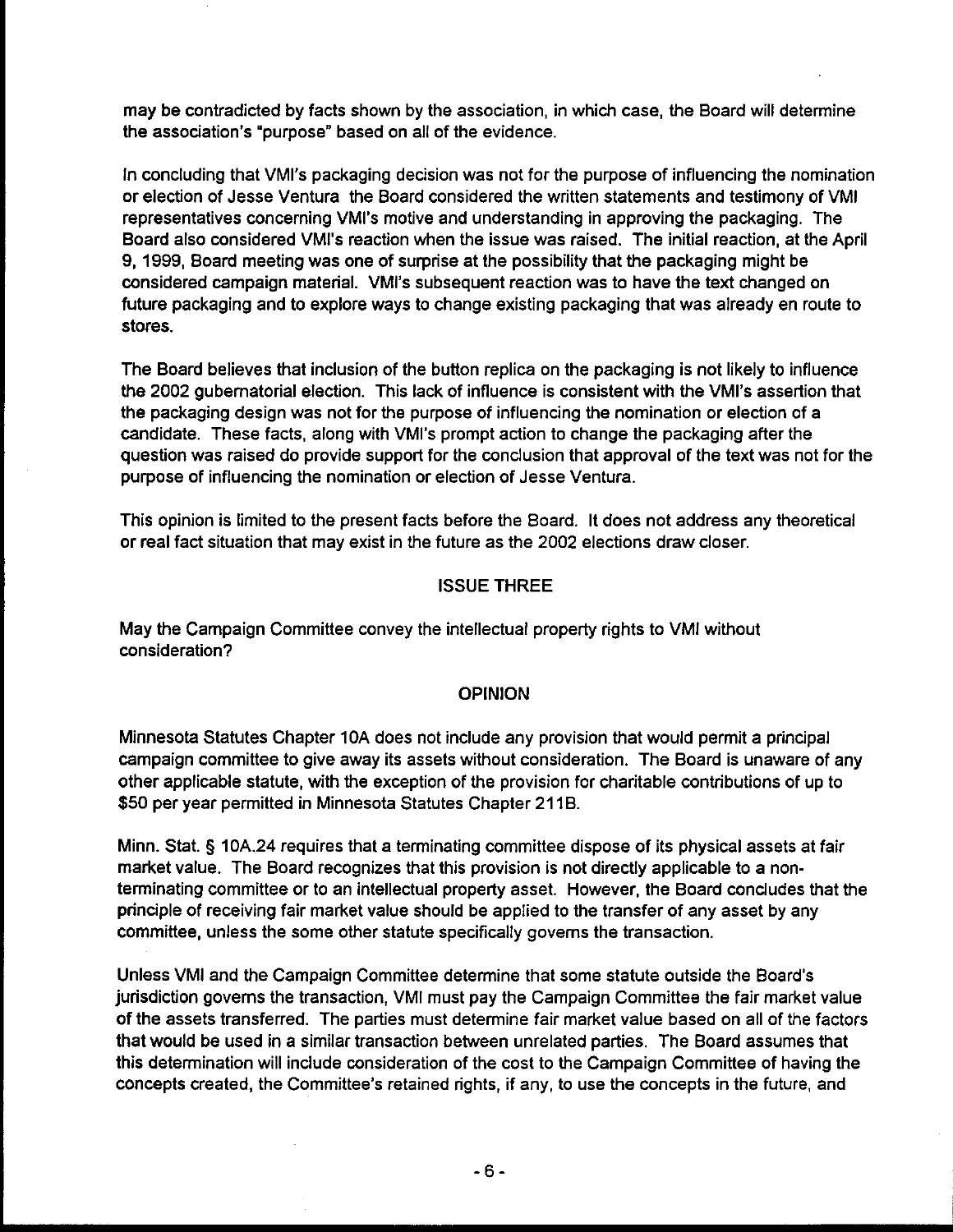may be contradicted by facts shown by the association, in which case, the Board will determine the association's "purpose" based on all of the evidence.

In concluding that VMI's packaging decision was not for the purpose of influencing the nomination or election of Jesse Ventura the Board considered the written statements and testimony of VMI representatives concerning VMI's motive and understanding in approving the packaging. The Board also considered VMI's reaction when the issue was raised. The initial reaction, at the April 9, 1999, Board meeting was one of surprise at the possibility that the packaging might be considered campaign material. VMI's subsequent reaction was to have the text changed on future packaging and to explore ways to change existing packaging that was already en route to stores.

The Board believes that inclusion of the button replica on the packaging is not likely to influence the 2002 gubernatorial election. This lack of influence is consistent with the VMI's assertion that the packaging design was not for the purpose of influencing the nomination or election of a candidate. These facts, along with VMI's prompt action to change the packaging after the question was raised do provide support for the conclusion that approval of the text was not for the purpose of influencing the nomination or election of Jesse Ventura.

This opinion is limited to the present facts before the Board. It does not address any theoretical or real fact situation that may exist in the future as the 2002 elections draw closer.

## ISSUE THREE

May the Campaign Committee convey the intellectual property rights to VMI without consideration?

## OPINION

Minnesota Statutes Chapter 10A does not include any provision that would permit a principal campaign committee to give away its assets without consideration. The Board is unaware of any other applicable statute, with the exception of the provision for charitable contributions of up to $50 per year permitted in Minnesota Statutes Chapter 211B.

Minn. Stat. § 10A.24 requires that a terminating committee dispose of its physical assets at fair market value. The Board recognizes that this provision is not directly applicable to a non-terminating committee or to an intellectual property asset. However, the Board concludes that the principle of receiving fair market value should be applied to the transfer of any asset by any committee, unless the some other statute specifically governs the transaction.

Unless VMI and the Campaign Committee determine that some statute outside the Board's jurisdiction governs the transaction, VMI must pay the Campaign Committee the fair market value of the assets transferred. The parties must determine fair market value based on all of the factors that would be used in a similar transaction between unrelated parties. The Board assumes that this determination will include consideration of the cost to the Campaign Committee of having the concepts created, the Committee's retained rights, if any, to use the concepts in the future, and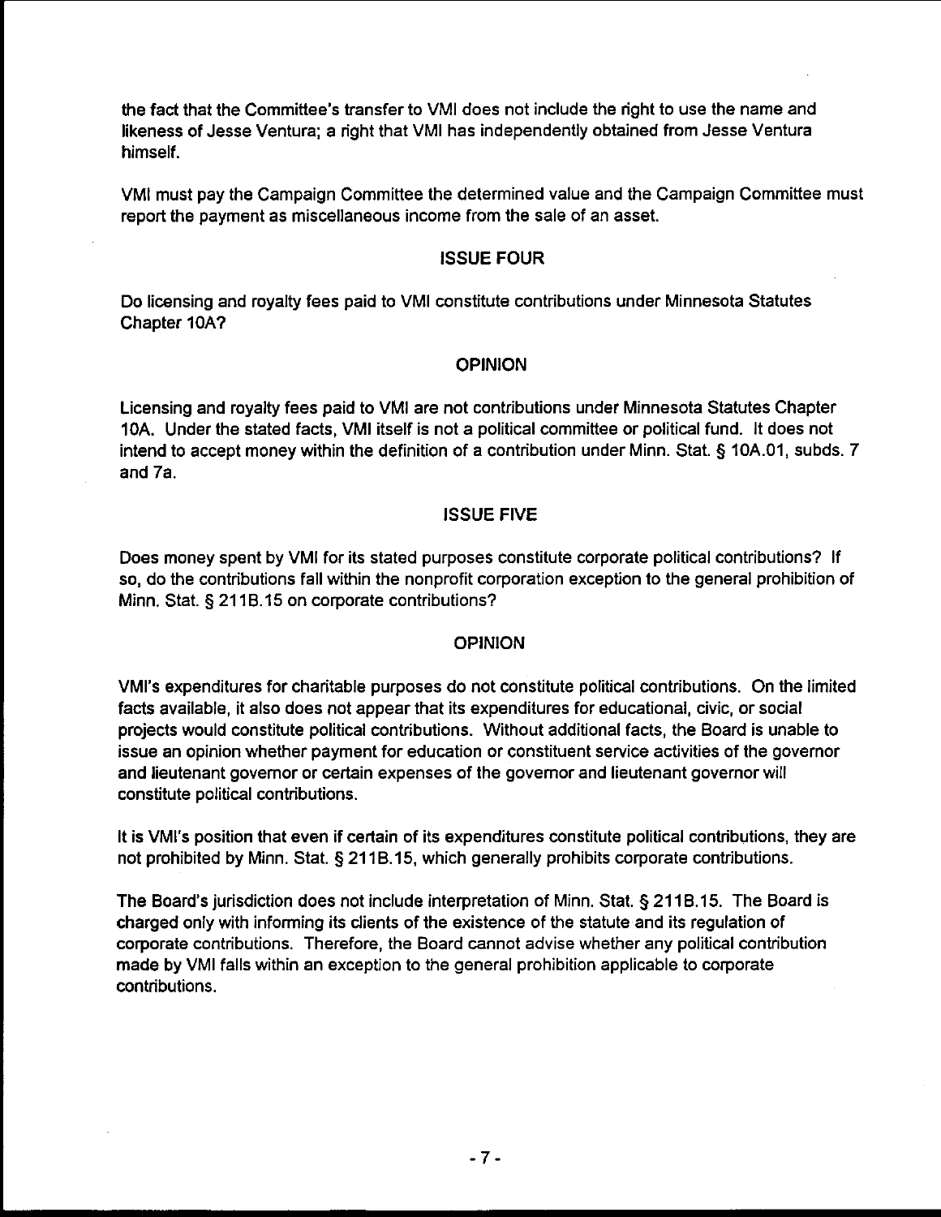the fact that the Committee's transfer to VMI does not include the right to use the name and likeness of Jesse Ventura; a right that VMI has independently obtained from Jesse Ventura himself.

VMI must pay the Campaign Committee the determined value and the Campaign Committee must report the payment as miscellaneous income from the sale of an asset.

## ISSUE FOUR

Do licensing and royalty fees paid to VMI constitute contributions under Minnesota Statutes Chapter 10A?

## OPINION

Licensing and royalty fees paid to VMI are not contributions under Minnesota Statutes Chapter 10A. Under the stated facts, VMI itself is not a political committee or political fund. It does not intend to accept money within the definition of a contribution under Minn. Stat. § 10A.01, subds. 7 and 7a.

## ISSUE FIVE

Does money spent by VMI for its stated purposes constitute corporate political contributions? If so, do the contributions fall within the nonprofit corporation exception to the general prohibition of Minn. Stat. § 211B.15 on corporate contributions?

## OPINION

VMI's expenditures for charitable purposes do not constitute political contributions. On the limited facts available, it also does not appear that its expenditures for educational, civic, or social projects would constitute political contributions. Without additional facts, the Board is unable to issue an opinion whether payment for education or constituent service activities of the governor and lieutenant governor or certain expenses of the governor and lieutenant governor will constitute political contributions.

It is VMI's position that even if certain of its expenditures constitute political contributions, they are not prohibited by Minn. Stat. § 211B.15, which generally prohibits corporate contributions.

The Board's jurisdiction does not include interpretation of Minn. Stat. § 211B.15. The Board is charged only with informing its clients of the existence of the statute and its regulation of corporate contributions. Therefore, the Board cannot advise whether any political contribution made by VMI falls within an exception to the general prohibition applicable to corporate contributions.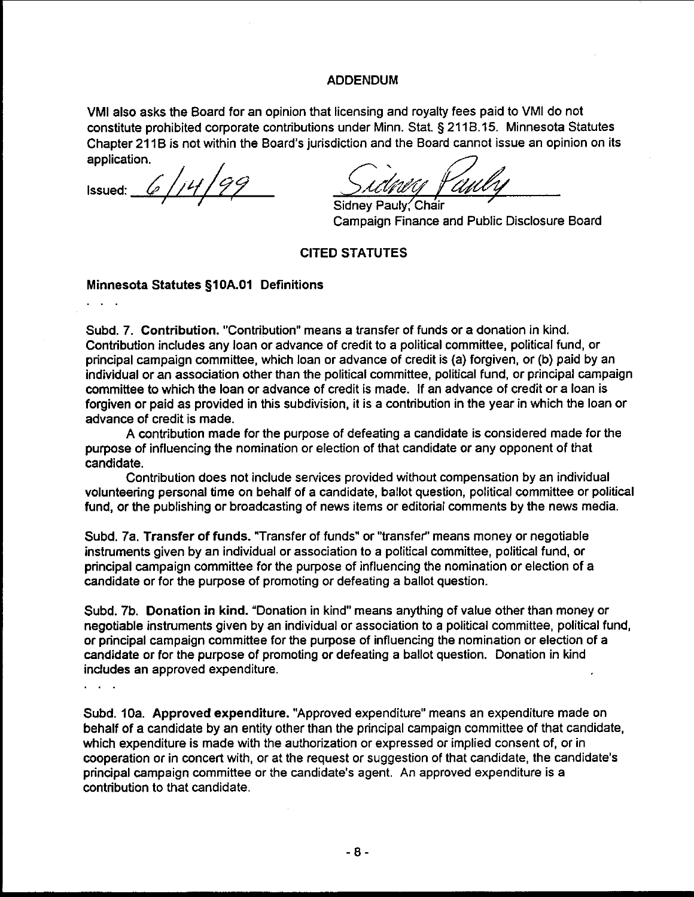## ADDENDUM

VMI also asks the Board for an opinion that licensing and royalty fees paid to VMI do not constitute prohibited corporate contributions under Minn. Stat. § 211B.15. Minnesota Statutes Chapter 211B is not within the Board's jurisdiction and the Board cannot issue an opinion on its application.

Issued: 6/14/99

Sidney Pauly

Sidney Pauly, Chair
Campaign Finance and Public Disclosure Board

## CITED STATUTES

### Minnesota Statutes §10A.01 Definitions

. . .

Subd. 7. **Contribution.** "Contribution" means a transfer of funds or a donation in kind. Contribution includes any loan or advance of credit to a political committee, political fund, or principal campaign committee, which loan or advance of credit is (a) forgiven, or (b) paid by an individual or an association other than the political committee, political fund, or principal campaign committee to which the loan or advance of credit is made. If an advance of credit or a loan is forgiven or paid as provided in this subdivision, it is a contribution in the year in which the loan or advance of credit is made.

A contribution made for the purpose of defeating a candidate is considered made for the purpose of influencing the nomination or election of that candidate or any opponent of that candidate.

Contribution does not include services provided without compensation by an individual volunteering personal time on behalf of a candidate, ballot question, political committee or political fund, or the publishing or broadcasting of news items or editorial comments by the news media.

Subd. 7a. **Transfer of funds.** "Transfer of funds" or "transfer" means money or negotiable instruments given by an individual or association to a political committee, political fund, or principal campaign committee for the purpose of influencing the nomination or election of a candidate or for the purpose of promoting or defeating a ballot question.

Subd. 7b. **Donation in kind.** "Donation in kind" means anything of value other than money or negotiable instruments given by an individual or association to a political committee, political fund, or principal campaign committee for the purpose of influencing the nomination or election of a candidate or for the purpose of promoting or defeating a ballot question. Donation in kind includes an approved expenditure.

. . .

Subd. 10a. **Approved expenditure.** "Approved expenditure" means an expenditure made on behalf of a candidate by an entity other than the principal campaign committee of that candidate, which expenditure is made with the authorization or expressed or implied consent of, or in cooperation or in concert with, or at the request or suggestion of that candidate, the candidate's principal campaign committee or the candidate's agent. An approved expenditure is a contribution to that candidate.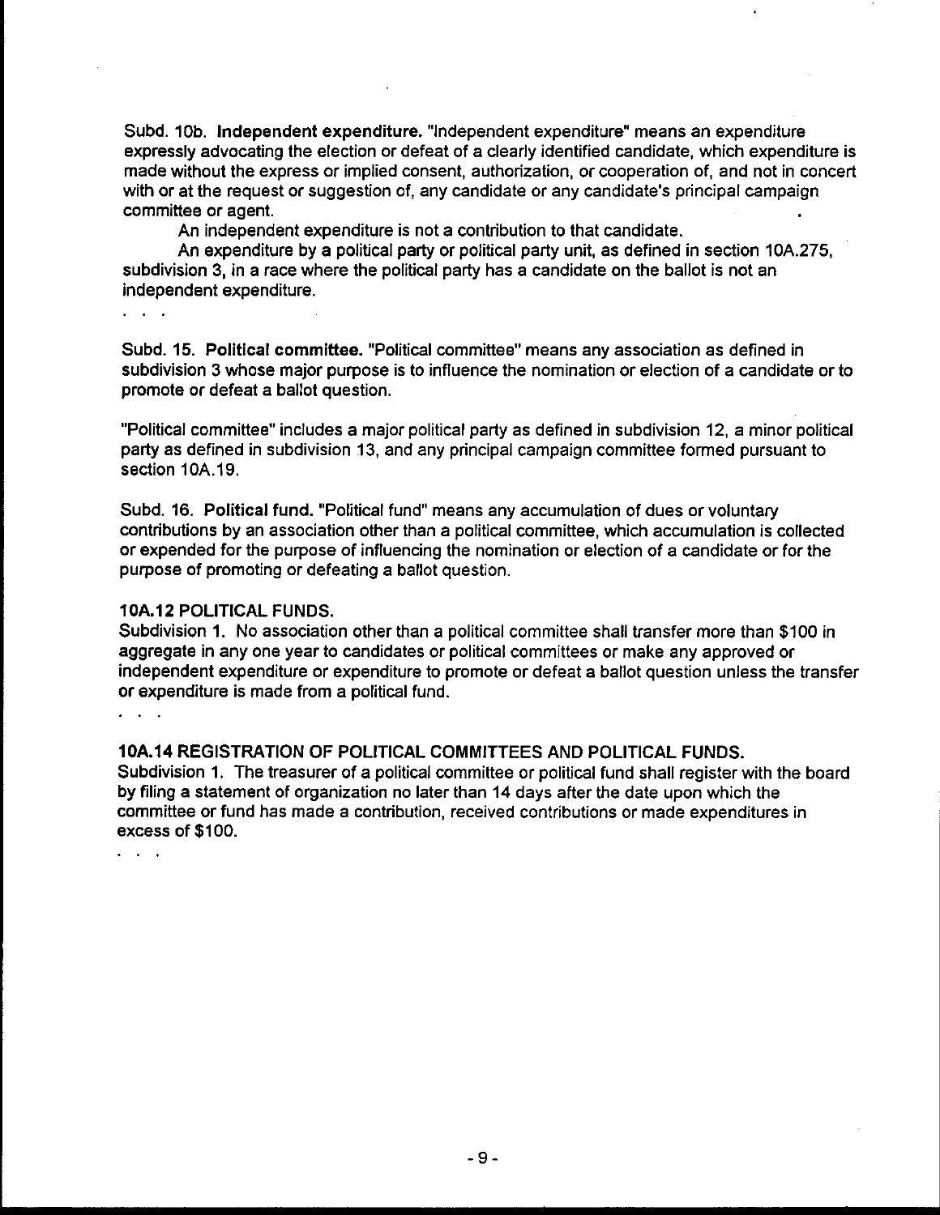Subd. 10b. **Independent expenditure.** "Independent expenditure" means an expenditure expressly advocating the election or defeat of a clearly identified candidate, which expenditure is made without the express or implied consent, authorization, or cooperation of, and not in concert with or at the request or suggestion of, any candidate or any candidate's principal campaign committee or agent.

An independent expenditure is not a contribution to that candidate.

An expenditure by a political party or political party unit, as defined in section 10A.275, subdivision 3, in a race where the political party has a candidate on the ballot is not an independent expenditure.

. . .

Subd. 15. **Political committee.** "Political committee" means any association as defined in subdivision 3 whose major purpose is to influence the nomination or election of a candidate or to promote or defeat a ballot question.

"Political committee" includes a major political party as defined in subdivision 12, a minor political party as defined in subdivision 13, and any principal campaign committee formed pursuant to section 10A.19.

Subd. 16. **Political fund.** "Political fund" means any accumulation of dues or voluntary contributions by an association other than a political committee, which accumulation is collected or expended for the purpose of influencing the nomination or election of a candidate or for the purpose of promoting or defeating a ballot question.

**10A.12 POLITICAL FUNDS.**

Subdivision 1. No association other than a political committee shall transfer more than $100 in aggregate in any one year to candidates or political committees or make any approved or independent expenditure or expenditure to promote or defeat a ballot question unless the transfer or expenditure is made from a political fund.

. . .

**10A.14 REGISTRATION OF POLITICAL COMMITTEES AND POLITICAL FUNDS.**

Subdivision 1. The treasurer of a political committee or political fund shall register with the board by filing a statement of organization no later than 14 days after the date upon which the committee or fund has made a contribution, received contributions or made expenditures in excess of $100.

. . .